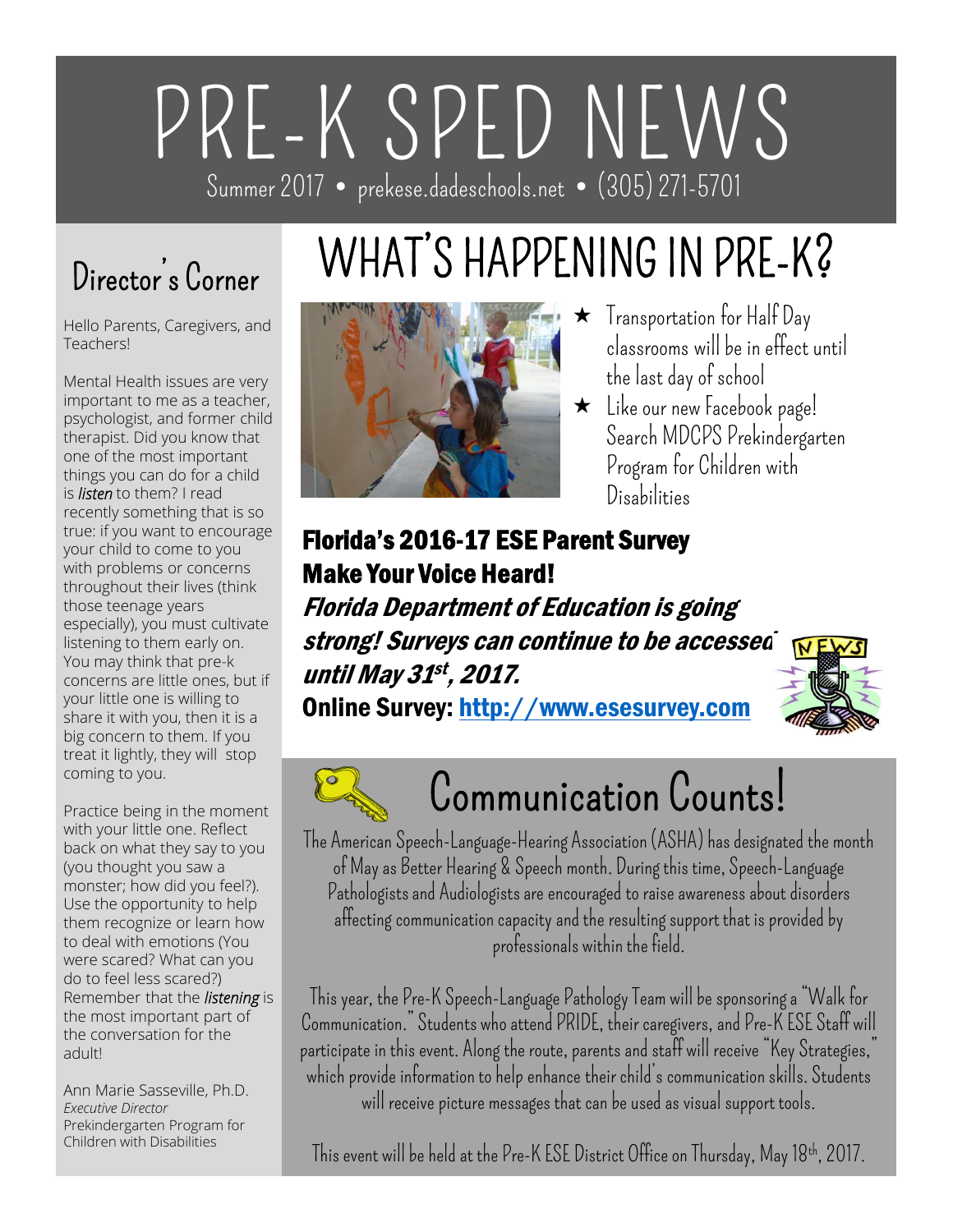# PRE-K SPED NEWS

Summer 2017 • prekese.dadeschools.net • (305) 271-5701

## Director's Corner

Hello Parents, Caregivers, and Teachers!

Mental Health issues are very important to me as a teacher, psychologist, and former child therapist. Did you know that one of the most important things you can do for a child is *listen* to them? I read recently something that is so true: if you want to encourage your child to come to you with problems or concerns throughout their lives (think those teenage years especially), you must cultivate listening to them early on. You may think that pre-k concerns are little ones, but if your little one is willing to share it with you, then it is a big concern to them. If you treat it lightly, they will stop coming to you.

Practice being in the moment with your little one. Reflect back on what they say to you (you thought you saw a monster; how did you feel?). Use the opportunity to help them recognize or learn how to deal with emotions (You were scared? What can you do to feel less scared?) Remember that the *listening* is the most important part of the conversation for the adult!

Ann Marie Sasseville, Ph.D.
*Executive Director*
Prekindergarten Program for Children with Disabilities

## WHAT'S HAPPENING IN PRE-K?

- Transportation for Half Day classrooms will be in effect until the last day of school
- Like our new Facebook page! Search MDCPS Prekindergarten Program for Children with Disabilities

**Florida's 2016-17 ESE Parent Survey**
**Make Your Voice Heard!**
***Florida Department of Education is going strong! Surveys can continue to be accessed until May 31st, 2017.***
**Online Survey: http://www.esesurvey.com**

## Communication Counts!

The American Speech-Language-Hearing Association (ASHA) has designated the month of May as Better Hearing & Speech month. During this time, Speech-Language Pathologists and Audiologists are encouraged to raise awareness about disorders affecting communication capacity and the resulting support that is provided by professionals within the field.

This year, the Pre-K Speech-Language Pathology Team will be sponsoring a "Walk for Communication." Students who attend PRIDE, their caregivers, and Pre-K ESE Staff will participate in this event. Along the route, parents and staff will receive "Key Strategies," which provide information to help enhance their child's communication skills. Students will receive picture messages that can be used as visual support tools.

This event will be held at the Pre-K ESE District Office on Thursday, May 18th, 2017.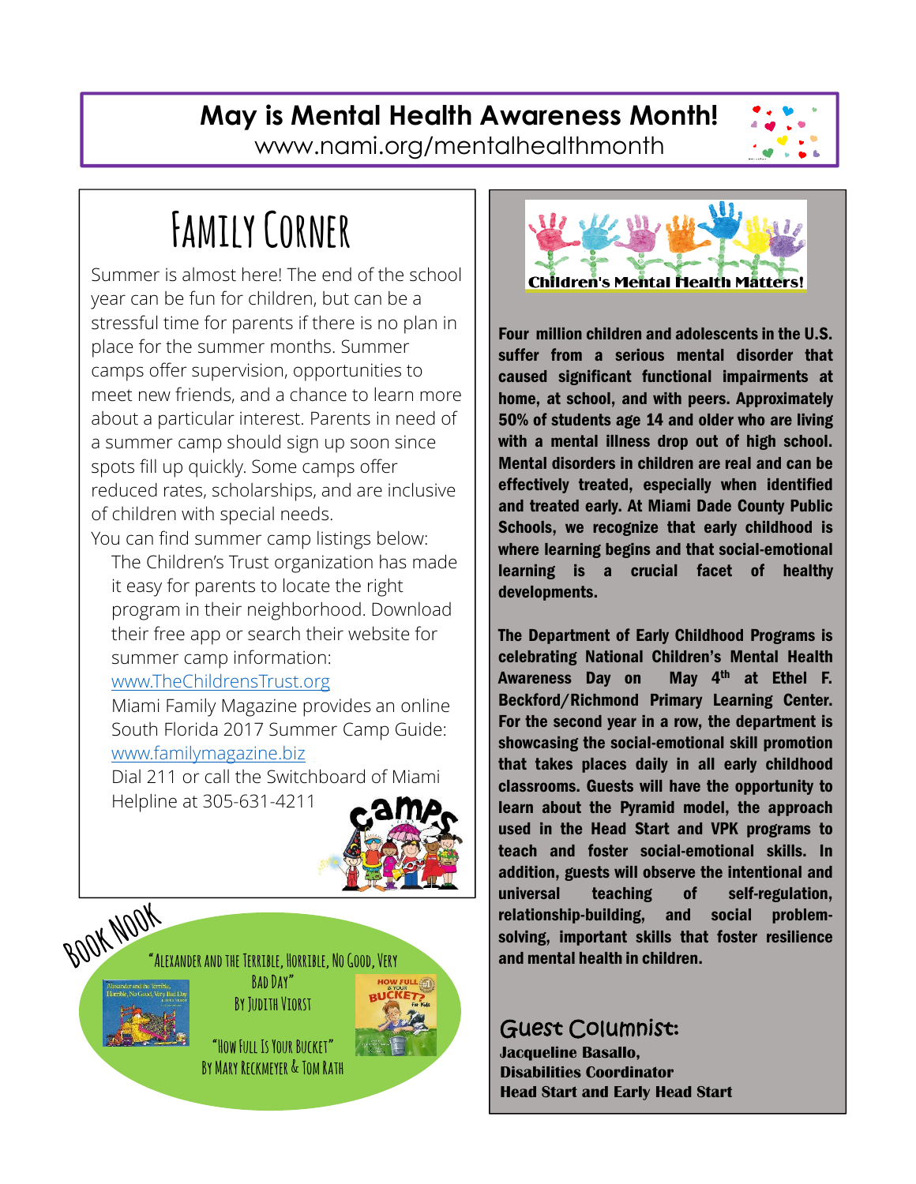# May is Mental Health Awareness Month!

www.nami.org/mentalhealthmonth

## Family Corner

Summer is almost here! The end of the school year can be fun for children, but can be a stressful time for parents if there is no plan in place for the summer months. Summer camps offer supervision, opportunities to meet new friends, and a chance to learn more about a particular interest. Parents in need of a summer camp should sign up soon since spots fill up quickly. Some camps offer reduced rates, scholarships, and are inclusive of children with special needs.

You can find summer camp listings below:

The Children's Trust organization has made it easy for parents to locate the right program in their neighborhood. Download their free app or search their website for summer camp information: www.TheChildrensTrust.org

Miami Family Magazine provides an online South Florida 2017 Summer Camp Guide: www.familymagazine.biz

Dial 211 or call the Switchboard of Miami Helpline at 305-631-4211

## Book Nook

"Alexander and the Terrible, Horrible, No Good, Very Bad Day"
By Judith Viorst

"How Full Is Your Bucket"
By Mary Reckmeyer & Tom Rath

## Children's Mental Health Matters!

**Four million children and adolescents in the U.S. suffer from a serious mental disorder that caused significant functional impairments at home, at school, and with peers. Approximately 50% of students age 14 and older who are living with a mental illness drop out of high school. Mental disorders in children are real and can be effectively treated, especially when identified and treated early. At Miami Dade County Public Schools, we recognize that early childhood is where learning begins and that social-emotional learning is a crucial facet of healthy developments.**

**The Department of Early Childhood Programs is celebrating National Children's Mental Health Awareness Day on May 4th at Ethel F. Beckford/Richmond Primary Learning Center. For the second year in a row, the department is showcasing the social-emotional skill promotion that takes places daily in all early childhood classrooms. Guests will have the opportunity to learn about the Pyramid model, the approach used in the Head Start and VPK programs to teach and foster social-emotional skills. In addition, guests will observe the intentional and universal teaching of self-regulation, relationship-building, and social problem-solving, important skills that foster resilience and mental health in children.**

### Guest Columnist:

**Jacqueline Basallo,**
**Disabilities Coordinator**
**Head Start and Early Head Start**